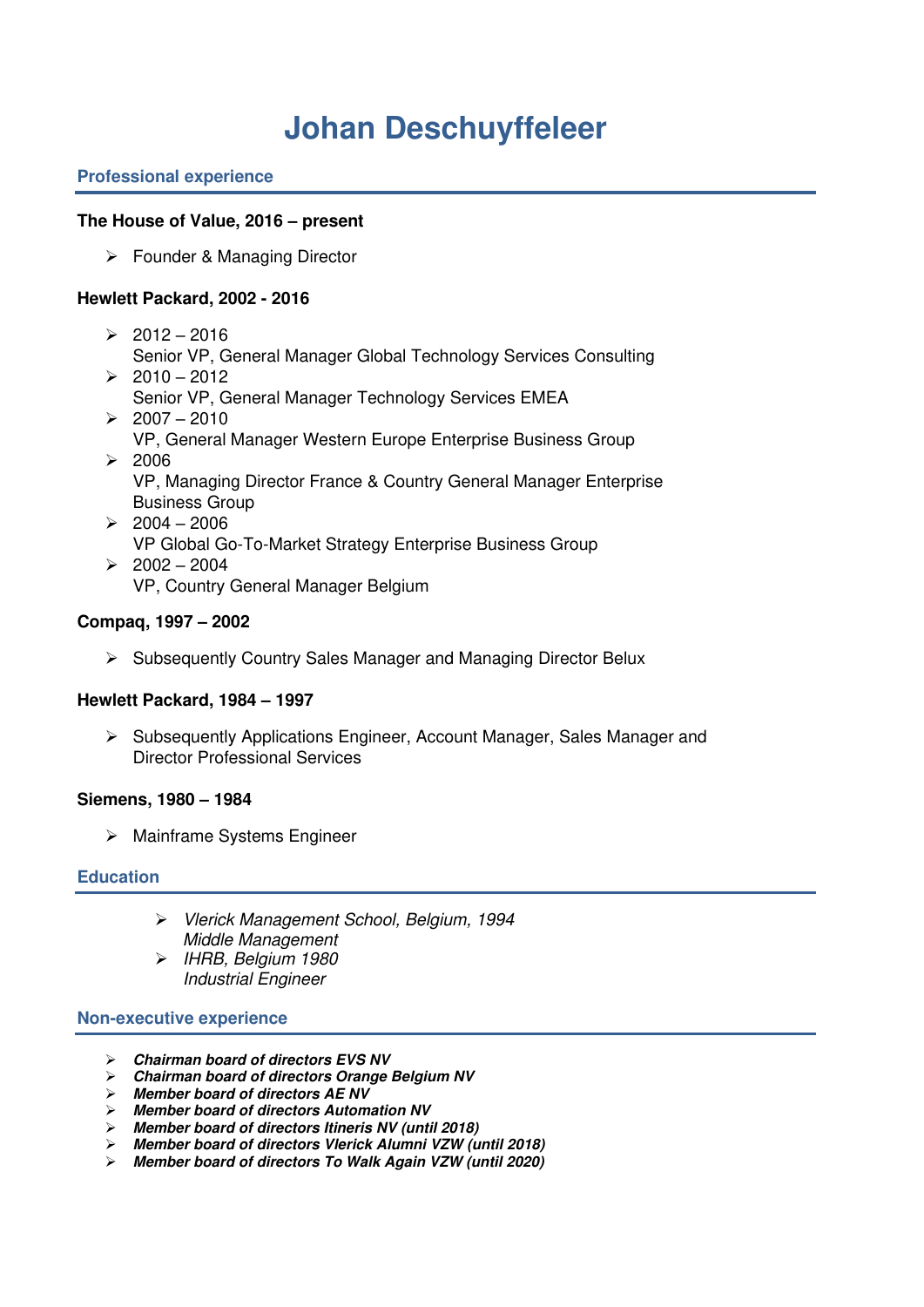# Johan Deschuyffeleer

## Professional experience

**The House of Value, 2016 – present**

- Founder & Managing Director

**Hewlett Packard, 2002 - 2016**

- 2012 – 2016
  Senior VP, General Manager Global Technology Services Consulting
- 2010 – 2012
  Senior VP, General Manager Technology Services EMEA
- 2007 – 2010
  VP, General Manager Western Europe Enterprise Business Group
- 2006
  VP, Managing Director France & Country General Manager Enterprise Business Group
- 2004 – 2006
  VP Global Go-To-Market Strategy Enterprise Business Group
- 2002 – 2004
  VP, Country General Manager Belgium

**Compaq, 1997 – 2002**

- Subsequently Country Sales Manager and Managing Director Belux

**Hewlett Packard, 1984 – 1997**

- Subsequently Applications Engineer, Account Manager, Sales Manager and Director Professional Services

**Siemens, 1980 – 1984**

- Mainframe Systems Engineer

## Education

- *Vlerick Management School, Belgium, 1994*
  *Middle Management*
- *IHRB, Belgium 1980*
  *Industrial Engineer*

## Non-executive experience

- ***Chairman board of directors EVS NV***
- ***Chairman board of directors Orange Belgium NV***
- ***Member board of directors AE NV***
- ***Member board of directors Automation NV***
- ***Member board of directors Itineris NV (until 2018)***
- ***Member board of directors Vlerick Alumni VZW (until 2018)***
- ***Member board of directors To Walk Again VZW (until 2020)***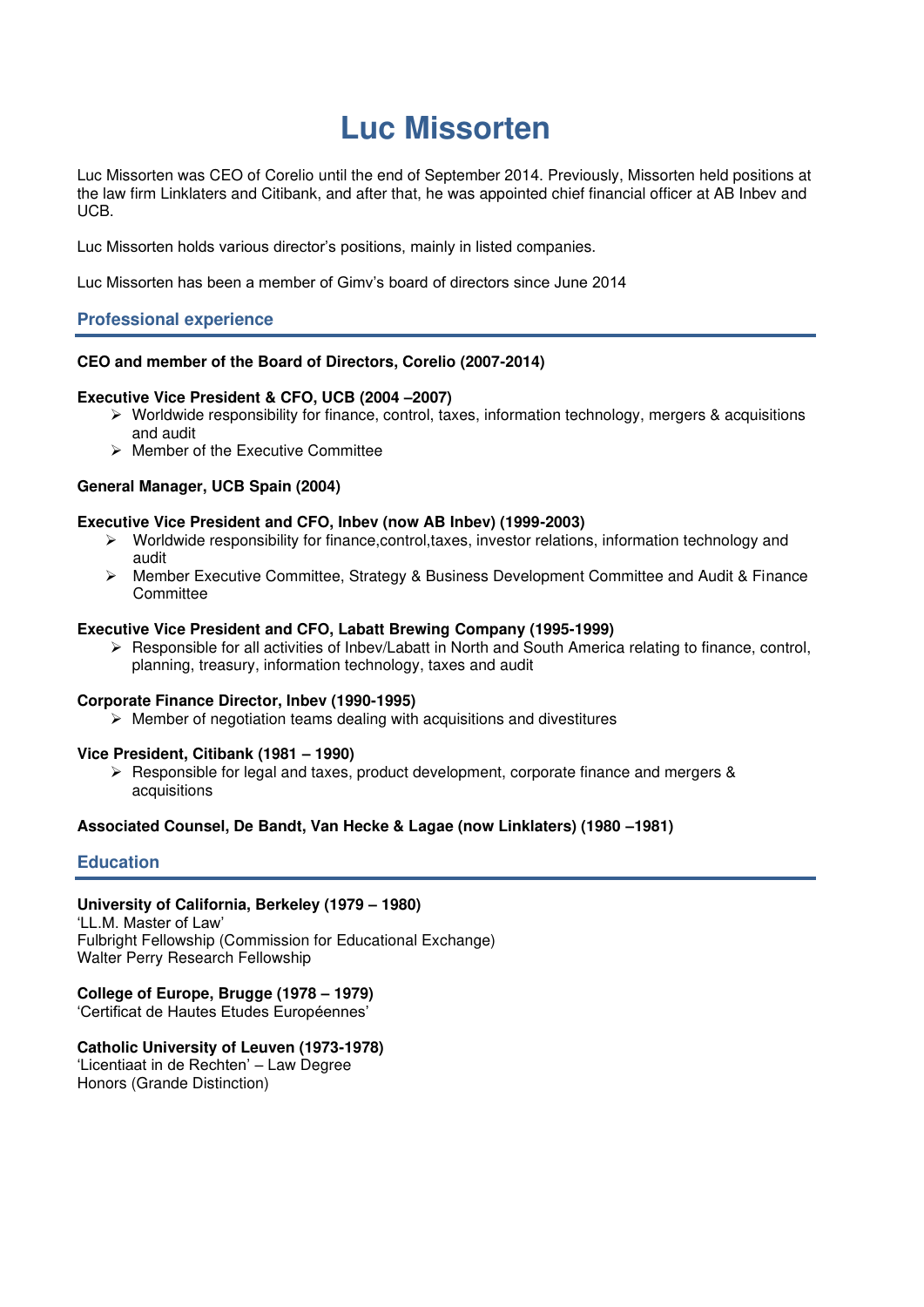# Luc Missorten

Luc Missorten was CEO of Corelio until the end of September 2014. Previously, Missorten held positions at the law firm Linklaters and Citibank, and after that, he was appointed chief financial officer at AB Inbev and UCB.

Luc Missorten holds various director's positions, mainly in listed companies.

Luc Missorten has been a member of Gimv's board of directors since June 2014

## Professional experience

**CEO and member of the Board of Directors, Corelio (2007-2014)**

**Executive Vice President & CFO, UCB (2004 –2007)**

- Worldwide responsibility for finance, control, taxes, information technology, mergers & acquisitions and audit
- Member of the Executive Committee

**General Manager, UCB Spain (2004)**

**Executive Vice President and CFO, Inbev (now AB Inbev) (1999-2003)**

- Worldwide responsibility for finance,control,taxes, investor relations, information technology and audit
- Member Executive Committee, Strategy & Business Development Committee and Audit & Finance Committee

**Executive Vice President and CFO, Labatt Brewing Company (1995-1999)**

- Responsible for all activities of Inbev/Labatt in North and South America relating to finance, control, planning, treasury, information technology, taxes and audit

**Corporate Finance Director, Inbev (1990-1995)**

- Member of negotiation teams dealing with acquisitions and divestitures

**Vice President, Citibank (1981 – 1990)**

- Responsible for legal and taxes, product development, corporate finance and mergers & acquisitions

**Associated Counsel, De Bandt, Van Hecke & Lagae (now Linklaters) (1980 –1981)**

## Education

**University of California, Berkeley (1979 – 1980)**
'LL.M. Master of Law'
Fulbright Fellowship (Commission for Educational Exchange)
Walter Perry Research Fellowship

**College of Europe, Brugge (1978 – 1979)**
'Certificat de Hautes Etudes Européennes'

**Catholic University of Leuven (1973-1978)**
'Licentiaat in de Rechten' – Law Degree
Honors (Grande Distinction)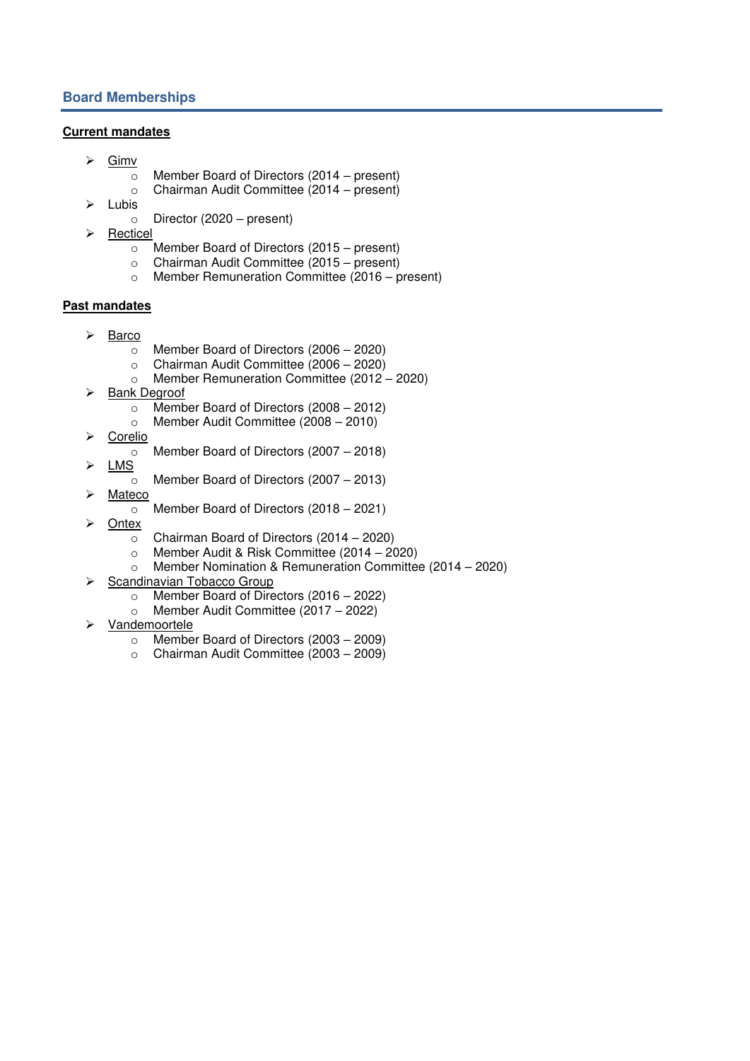## Board Memberships

**Current mandates**

- Gimv
  - Member Board of Directors (2014 – present)
  - Chairman Audit Committee (2014 – present)
- Lubis
  - Director (2020 – present)
- Recticel
  - Member Board of Directors (2015 – present)
  - Chairman Audit Committee (2015 – present)
  - Member Remuneration Committee (2016 – present)

**Past mandates**

- Barco
  - Member Board of Directors (2006 – 2020)
  - Chairman Audit Committee (2006 – 2020)
  - Member Remuneration Committee (2012 – 2020)
- Bank Degroof
  - Member Board of Directors (2008 – 2012)
  - Member Audit Committee (2008 – 2010)
- Corelio
  - Member Board of Directors (2007 – 2018)
- LMS
  - Member Board of Directors (2007 – 2013)
- Mateco
  - Member Board of Directors (2018 – 2021)
- Ontex
  - Chairman Board of Directors (2014 – 2020)
  - Member Audit & Risk Committee (2014 – 2020)
  - Member Nomination & Remuneration Committee (2014 – 2020)
- Scandinavian Tobacco Group
  - Member Board of Directors (2016 – 2022)
  - Member Audit Committee (2017 – 2022)
- Vandemoortele
  - Member Board of Directors (2003 – 2009)
  - Chairman Audit Committee (2003 – 2009)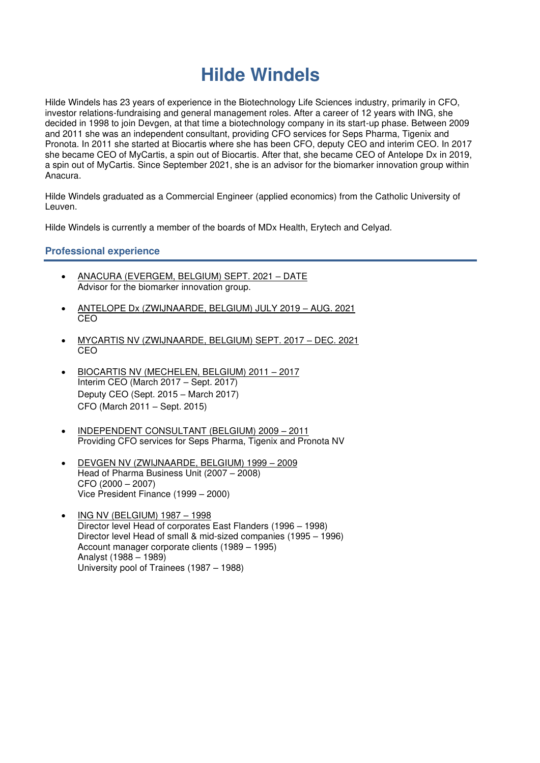# Hilde Windels

Hilde Windels has 23 years of experience in the Biotechnology Life Sciences industry, primarily in CFO, investor relations-fundraising and general management roles. After a career of 12 years with ING, she decided in 1998 to join Devgen, at that time a biotechnology company in its start-up phase. Between 2009 and 2011 she was an independent consultant, providing CFO services for Seps Pharma, Tigenix and Pronota. In 2011 she started at Biocartis where she has been CFO, deputy CEO and interim CEO. In 2017 she became CEO of MyCartis, a spin out of Biocartis. After that, she became CEO of Antelope Dx in 2019, a spin out of MyCartis. Since September 2021, she is an advisor for the biomarker innovation group within Anacura.

Hilde Windels graduated as a Commercial Engineer (applied economics) from the Catholic University of Leuven.

Hilde Windels is currently a member of the boards of MDx Health, Erytech and Celyad.

## Professional experience

- ANACURA (EVERGEM, BELGIUM) SEPT. 2021 – DATE
  Advisor for the biomarker innovation group.

- ANTELOPE Dx (ZWIJNAARDE, BELGIUM) JULY 2019 – AUG. 2021
  CEO

- MYCARTIS NV (ZWIJNAARDE, BELGIUM) SEPT. 2017 – DEC. 2021
  CEO

- BIOCARTIS NV (MECHELEN, BELGIUM) 2011 – 2017
  Interim CEO (March 2017 – Sept. 2017)
  Deputy CEO (Sept. 2015 – March 2017)
  CFO (March 2011 – Sept. 2015)

- INDEPENDENT CONSULTANT (BELGIUM) 2009 – 2011
  Providing CFO services for Seps Pharma, Tigenix and Pronota NV

- DEVGEN NV (ZWIJNAARDE, BELGIUM) 1999 – 2009
  Head of Pharma Business Unit (2007 – 2008)
  CFO (2000 – 2007)
  Vice President Finance (1999 – 2000)

- ING NV (BELGIUM) 1987 – 1998
  Director level Head of corporates East Flanders (1996 – 1998)
  Director level Head of small & mid-sized companies (1995 – 1996)
  Account manager corporate clients (1989 – 1995)
  Analyst (1988 – 1989)
  University pool of Trainees (1987 – 1988)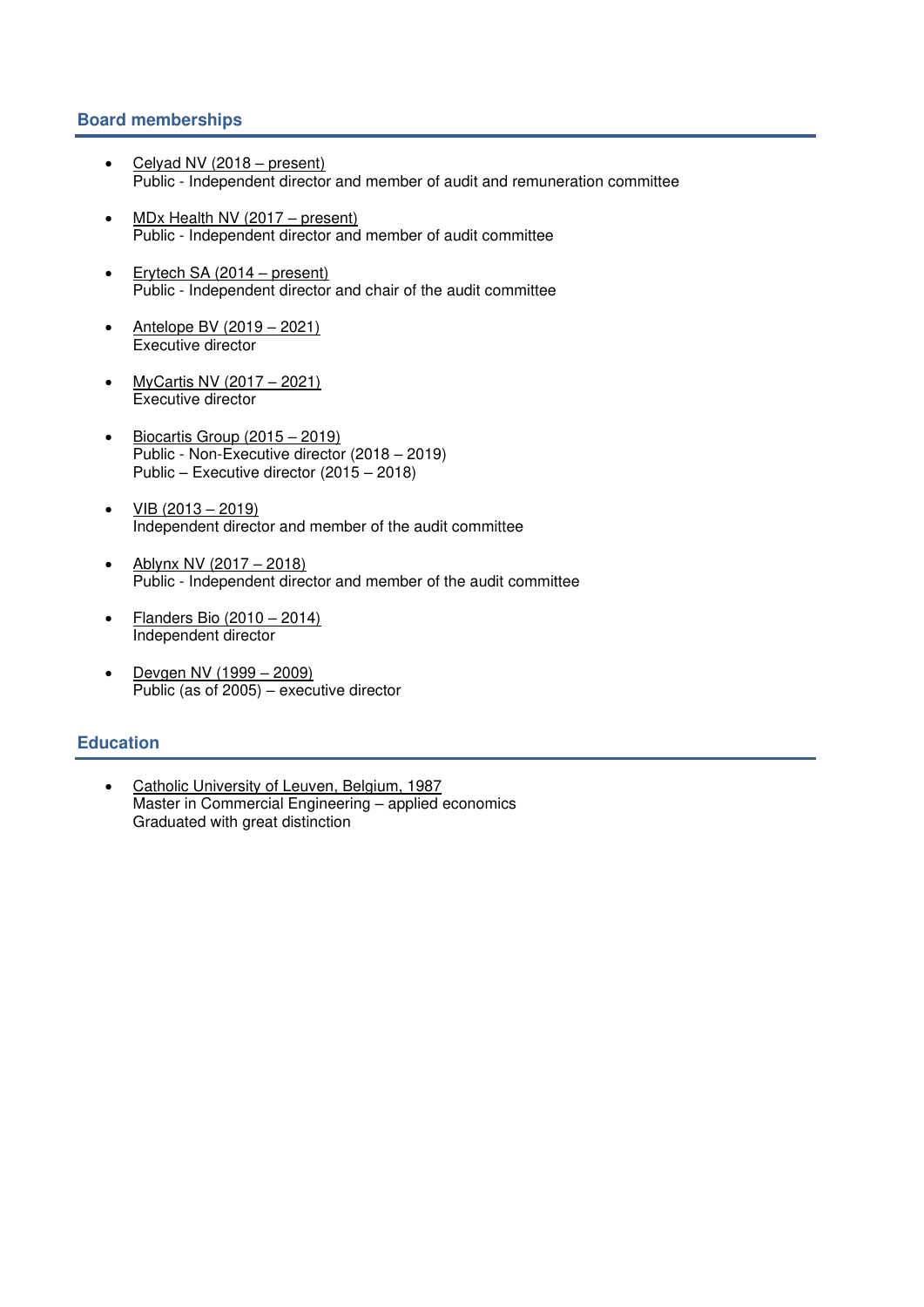## Board memberships

- <u>Celyad NV (2018 – present)</u>
  Public - Independent director and member of audit and remuneration committee

- <u>MDx Health NV (2017 – present)</u>
  Public - Independent director and member of audit committee

- <u>Erytech SA (2014 – present)</u>
  Public - Independent director and chair of the audit committee

- <u>Antelope BV (2019 – 2021)</u>
  Executive director

- <u>MyCartis NV (2017 – 2021)</u>
  Executive director

- <u>Biocartis Group (2015 – 2019)</u>
  Public - Non-Executive director (2018 – 2019)
  Public – Executive director (2015 – 2018)

- <u>VIB (2013 – 2019)</u>
  Independent director and member of the audit committee

- <u>Ablynx NV (2017 – 2018)</u>
  Public - Independent director and member of the audit committee

- <u>Flanders Bio (2010 – 2014)</u>
  Independent director

- <u>Devgen NV (1999 – 2009)</u>
  Public (as of 2005) – executive director

## Education

- <u>Catholic University of Leuven, Belgium, 1987</u>
  Master in Commercial Engineering – applied economics
  Graduated with great distinction